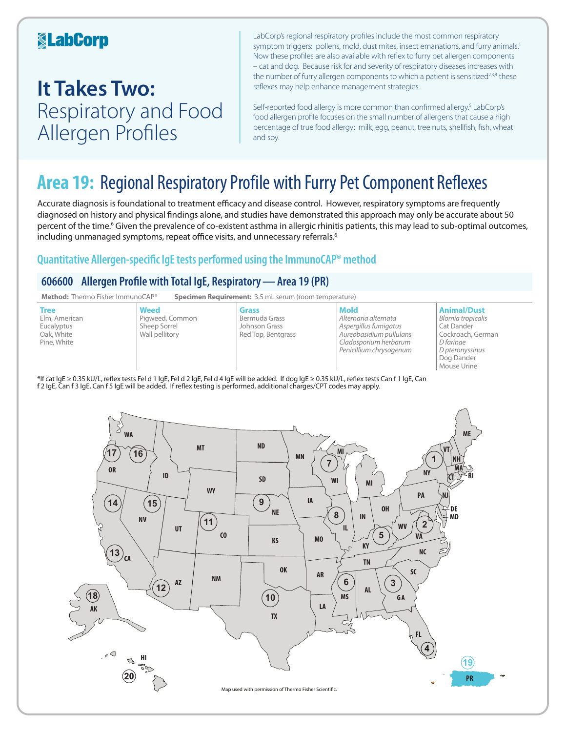# LabCorp

# It Takes Two: Respiratory and Food Allergen Profiles

LabCorp's regional respiratory profiles include the most common respiratory symptom triggers: pollens, mold, dust mites, insect emanations, and furry animals.[1] Now these profiles are also available with reflex to furry pet allergen components – cat and dog. Because risk for and severity of respiratory diseases increases with the number of furry allergen components to which a patient is sensitized[2,3,4] these reflexes may help enhance management strategies.

Self-reported food allergy is more common than confirmed allergy.[5] LabCorp's food allergen profile focuses on the small number of allergens that cause a high percentage of true food allergy: milk, egg, peanut, tree nuts, shellfish, fish, wheat and soy.

## Area 19: Regional Respiratory Profile with Furry Pet Component Reflexes

Accurate diagnosis is foundational to treatment efficacy and disease control. However, respiratory symptoms are frequently diagnosed on history and physical findings alone, and studies have demonstrated this approach may only be accurate about 50 percent of the time.[6] Given the prevalence of co-existent asthma in allergic rhinitis patients, this may lead to sub-optimal outcomes, including unmanaged symptoms, repeat office visits, and unnecessary referrals.[6]

### Quantitative Allergen-specific IgE tests performed using the ImmunoCAP® method

### 606600 Allergen Profile with Total IgE, Respiratory — Area 19 (PR)

**Method:** Thermo Fisher ImmunoCAP® **Specimen Requirement:** 3.5 mL serum (room temperature)

| Tree | Weed | Grass | Mold | Animal/Dust |
|---|---|---|---|---|
| Elm, American | Pigweed, Common | Bermuda Grass | *Alternaria alternata* | *Blomia tropicalis* |
| Eucalyptus | Sheep Sorrel | Johnson Grass | *Aspergillus fumigatus* | Cat Dander |
| Oak, White | Wall pellitory | Red Top, Bentgrass | *Aureobasidium pullulans* | Cockroach, German |
| Pine, White | | | *Cladosporium herbarum* | *D farinae* |
| | | | *Penicillium chrysogenum* | *D pteronyssinus* |
| | | | | Dog Dander |
| | | | | Mouse Urine |

*If cat IgE ≥ 0.35 kU/L, reflex tests Fel d 1 IgE, Fel d 2 IgE, Fel d 4 IgE will be added. If dog IgE ≥ 0.35 kU/L, reflex tests Can f 1 IgE, Can f 2 IgE, Can f 3 IgE, Can f 5 IgE will be added. If reflex testing is performed, additional charges/CPT codes may apply.

Map used with permission of Thermo Fisher Scientific.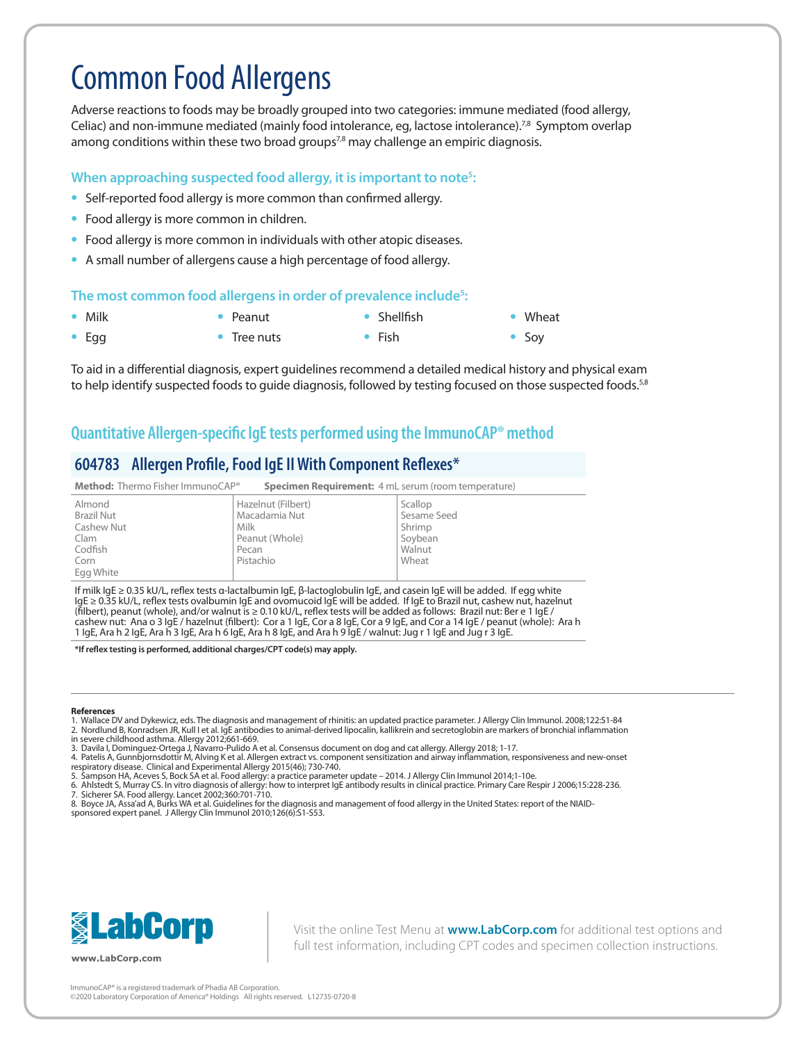# Common Food Allergens

Adverse reactions to foods may be broadly grouped into two categories: immune mediated (food allergy, Celiac) and non-immune mediated (mainly food intolerance, eg, lactose intolerance).[7,8] Symptom overlap among conditions within these two broad groups[7,8] may challenge an empiric diagnosis.

### When approaching suspected food allergy, it is important to note[5]:

- Self-reported food allergy is more common than confirmed allergy.
- Food allergy is more common in children.
- Food allergy is more common in individuals with other atopic diseases.
- A small number of allergens cause a high percentage of food allergy.

### The most common food allergens in order of prevalence include[5]:

- Milk
- Egg
- Peanut
- Tree nuts
- Shellfish
- Fish
- Wheat
- Soy

To aid in a differential diagnosis, expert guidelines recommend a detailed medical history and physical exam to help identify suspected foods to guide diagnosis, followed by testing focused on those suspected foods.[5,8]

## Quantitative Allergen-specific IgE tests performed using the ImmunoCAP® method

### 604783 Allergen Profile, Food IgE II With Component Reflexes*

**Method:** Thermo Fisher ImmunoCAP® **Specimen Requirement:** 4 mL serum (room temperature)

| | | |
|---|---|---|
| Almond | Hazelnut (Filbert) | Scallop |
| Brazil Nut | Macadamia Nut | Sesame Seed |
| Cashew Nut | Milk | Shrimp |
| Clam | Peanut (Whole) | Soybean |
| Codfish | Pecan | Walnut |
| Corn | Pistachio | Wheat |
| Egg White | | |

If milk IgE ≥ 0.35 kU/L, reflex tests α-lactalbumin IgE, β-lactoglobulin IgE, and casein IgE will be added. If egg white IgE ≥ 0.35 kU/L, reflex tests ovalbumin IgE and ovomucoid IgE will be added. If IgE to Brazil nut, cashew nut, hazelnut (filbert), peanut (whole), and/or walnut is ≥ 0.10 kU/L, reflex tests will be added as follows: Brazil nut: Ber e 1 IgE / cashew nut: Ana o 3 IgE / hazelnut (filbert): Cor a 1 IgE, Cor a 8 IgE, Cor a 9 IgE, and Cor a 14 IgE / peanut (whole): Ara h 1 IgE, Ara h 2 IgE, Ara h 3 IgE, Ara h 6 IgE, Ara h 8 IgE, and Ara h 9 IgE / walnut: Jug r 1 IgE and Jug r 3 IgE.

**\*If reflex testing is performed, additional charges/CPT code(s) may apply.**

**References**

1. Wallace DV and Dykewicz, eds. The diagnosis and management of rhinitis: an updated practice parameter. J Allergy Clin Immunol. 2008;122:S1-84
2. Nordlund B, Konradsen JR, Kull I et al. IgE antibodies to animal-derived lipocalin, kallikrein and secretoglobin are markers of bronchial inflammation in severe childhood asthma. Allergy 2012;661-669.
3. Davila I, Dominguez-Ortega J, Navarro-Pulido A et al. Consensus document on dog and cat allergy. Allergy 2018; 1-17.
4. Patelis A, Gunnbjornsdottir M, Alving K et al. Allergen extract vs. component sensitization and airway inflammation, responsiveness and new-onset respiratory disease. Clinical and Experimental Allergy 2015(46); 730-740.
5. Sampson HA, Aceves S, Bock SA et al. Food allergy: a practice parameter update – 2014. J Allergy Clin Immunol 2014;1-10e.
6. Ahlstedt S, Murray CS. In vitro diagnosis of allergy: how to interpret IgE antibody results in clinical practice. Primary Care Respir J 2006;15:228-236.
7. Sicherer SA. Food allergy. Lancet 2002;360:701-710.
8. Boyce JA, Assa'ad A, Burks WA et al. Guidelines for the diagnosis and management of food allergy in the United States: report of the NIAID-sponsored expert panel. J Allergy Clin Immunol 2010;126(6):S1-S53.

LabCorp

www.LabCorp.com

Visit the online Test Menu at **www.LabCorp.com** for additional test options and full test information, including CPT codes and specimen collection instructions.

ImmunoCAP® is a registered trademark of Phadia AB Corporation.
©2020 Laboratory Corporation of America® Holdings All rights reserved. L12735-0720-8